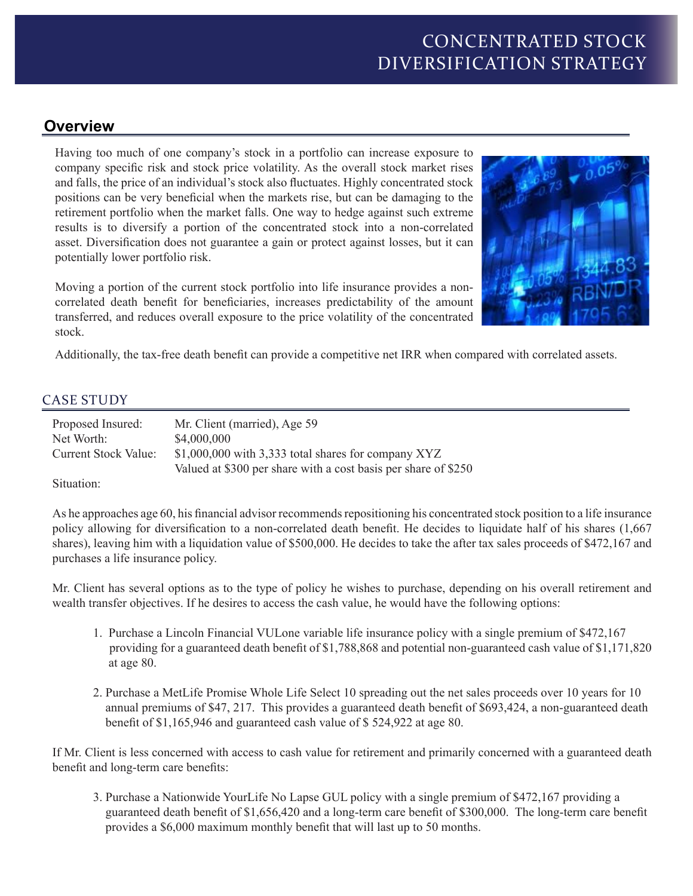# CONCENTRATED STOCK DIVERSIFICATION STRATEGY

## Overview

Having too much of one company's stock in a portfolio can increase exposure to company specific risk and stock price volatility. As the overall stock market rises and falls, the price of an individual's stock also fluctuates. Highly concentrated stock positions can be very beneficial when the markets rise, but can be damaging to the retirement portfolio when the market falls. One way to hedge against such extreme results is to diversify a portion of the concentrated stock into a non-correlated asset. Diversification does not guarantee a gain or protect against losses, but it can potentially lower portfolio risk.

Moving a portion of the current stock portfolio into life insurance provides a non-correlated death benefit for beneficiaries, increases predictability of the amount transferred, and reduces overall exposure to the price volatility of the concentrated stock.

Additionally, the tax-free death benefit can provide a competitive net IRR when compared with correlated assets.

## CASE STUDY

| | |
|---|---|
| Proposed Insured: | Mr. Client (married), Age 59 |
| Net Worth: | $4,000,000 |
| Current Stock Value: | $1,000,000 with 3,333 total shares for company XYZ<br>Valued at $300 per share with a cost basis per share of $250 |

Situation:

As he approaches age 60, his financial advisor recommends repositioning his concentrated stock position to a life insurance policy allowing for diversification to a non-correlated death benefit. He decides to liquidate half of his shares (1,667 shares), leaving him with a liquidation value of $500,000. He decides to take the after tax sales proceeds of $472,167 and purchases a life insurance policy.

Mr. Client has several options as to the type of policy he wishes to purchase, depending on his overall retirement and wealth transfer objectives. If he desires to access the cash value, he would have the following options:

1. Purchase a Lincoln Financial VULone variable life insurance policy with a single premium of $472,167 providing for a guaranteed death benefit of $1,788,868 and potential non-guaranteed cash value of $1,171,820 at age 80.

2. Purchase a MetLife Promise Whole Life Select 10 spreading out the net sales proceeds over 10 years for 10 annual premiums of $47, 217. This provides a guaranteed death benefit of $693,424, a non-guaranteed death benefit of $1,165,946 and guaranteed cash value of $ 524,922 at age 80.

If Mr. Client is less concerned with access to cash value for retirement and primarily concerned with a guaranteed death benefit and long-term care benefits:

3. Purchase a Nationwide YourLife No Lapse GUL policy with a single premium of $472,167 providing a guaranteed death benefit of $1,656,420 and a long-term care benefit of $300,000. The long-term care benefit provides a $6,000 maximum monthly benefit that will last up to 50 months.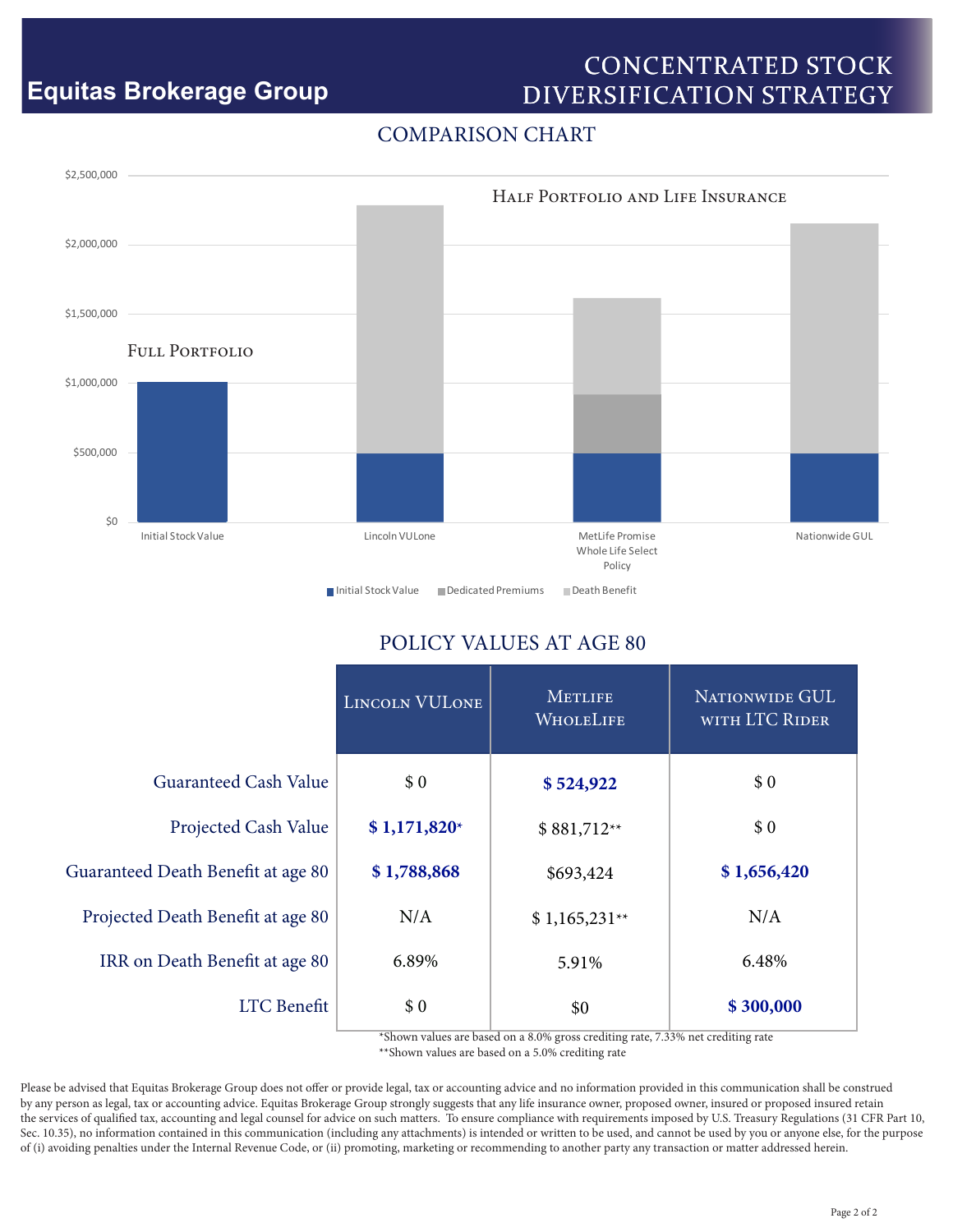Equitas Brokerage Group

# CONCENTRATED STOCK DIVERSIFICATION STRATEGY

## COMPARISON CHART

$2,500,000
$2,000,000
$1,500,000
$1,000,000
$500,000
$0

Full Portfolio

Half Portfolio and Life Insurance

Initial Stock Value
Lincoln VULone
MetLife Promise Whole Life Select Policy
Nationwide GUL

Initial Stock Value
Dedicated Premiums
Death Benefit

## POLICY VALUES AT AGE 80

| | Lincoln VULone | Metlife WholeLife | Nationwide GUL with LTC Rider |
|---|---|---|---|
| Guaranteed Cash Value | $ 0 | **$ 524,922** | $ 0 |
| Projected Cash Value | **$ 1,171,820*** | $ 881,712** | $ 0 |
| Guaranteed Death Benefit at age 80 | **$ 1,788,868** | $693,424 | **$ 1,656,420** |
| Projected Death Benefit at age 80 | N/A | $ 1,165,231** | N/A |
| IRR on Death Benefit at age 80 | 6.89% | 5.91% | 6.48% |
| LTC Benefit | $ 0 | $0 | **$ 300,000** |

*Shown values are based on a 8.0% gross crediting rate, 7.33% net crediting rate

**Shown values are based on a 5.0% crediting rate

Please be advised that Equitas Brokerage Group does not offer or provide legal, tax or accounting advice and no information provided in this communication shall be construed by any person as legal, tax or accounting advice. Equitas Brokerage Group strongly suggests that any life insurance owner, proposed owner, insured or proposed insured retain the services of qualified tax, accounting and legal counsel for advice on such matters. To ensure compliance with requirements imposed by U.S. Treasury Regulations (31 CFR Part 10, Sec. 10.35), no information contained in this communication (including any attachments) is intended or written to be used, and cannot be used by you or anyone else, for the purpose of (i) avoiding penalties under the Internal Revenue Code, or (ii) promoting, marketing or recommending to another party any transaction or matter addressed herein.